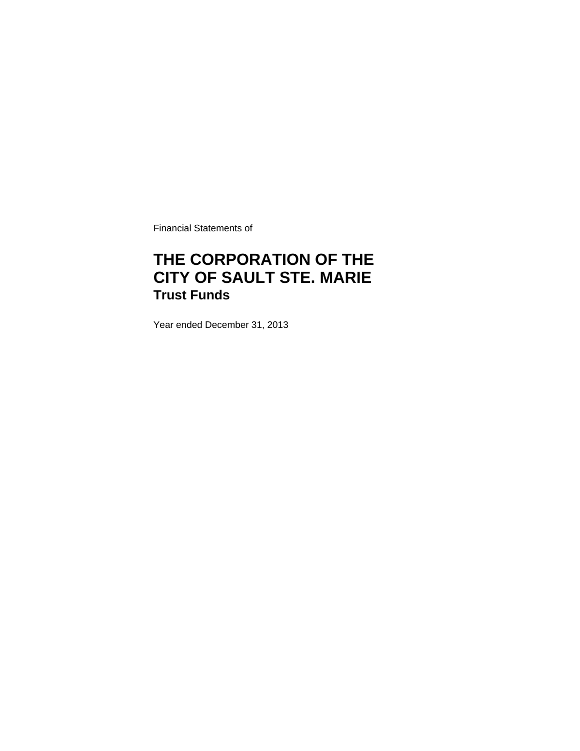Financial Statements of

# THE CORPORATION OF THE CITY OF SAULT STE. MARIE

## Trust Funds

Year ended December 31, 2013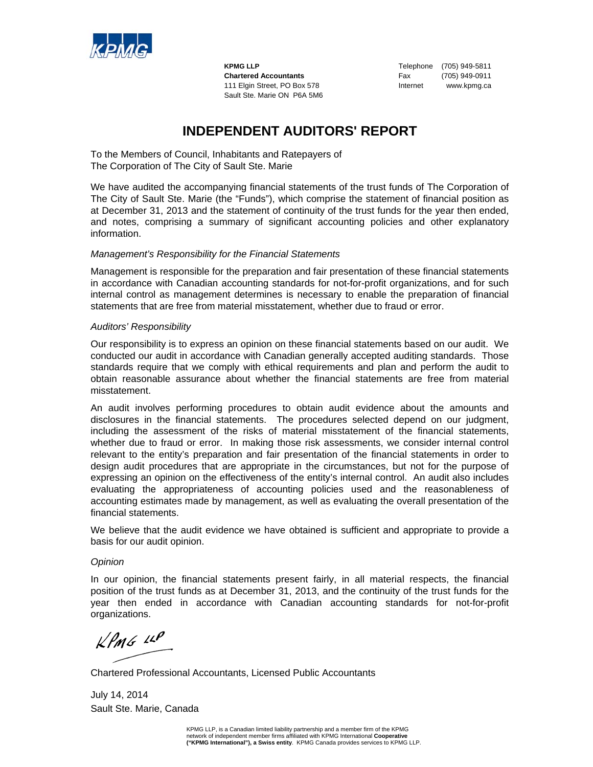KPMG LLP
**Chartered Accountants**
111 Elgin Street, PO Box 578
Sault Ste. Marie ON P6A 5M6

Telephone (705) 949-5811
Fax (705) 949-0911
Internet www.kpmg.ca

# INDEPENDENT AUDITORS' REPORT

To the Members of Council, Inhabitants and Ratepayers of
The Corporation of The City of Sault Ste. Marie

We have audited the accompanying financial statements of the trust funds of The Corporation of The City of Sault Ste. Marie (the "Funds"), which comprise the statement of financial position as at December 31, 2013 and the statement of continuity of the trust funds for the year then ended, and notes, comprising a summary of significant accounting policies and other explanatory information.

*Management's Responsibility for the Financial Statements*

Management is responsible for the preparation and fair presentation of these financial statements in accordance with Canadian accounting standards for not-for-profit organizations, and for such internal control as management determines is necessary to enable the preparation of financial statements that are free from material misstatement, whether due to fraud or error.

*Auditors' Responsibility*

Our responsibility is to express an opinion on these financial statements based on our audit. We conducted our audit in accordance with Canadian generally accepted auditing standards. Those standards require that we comply with ethical requirements and plan and perform the audit to obtain reasonable assurance about whether the financial statements are free from material misstatement.

An audit involves performing procedures to obtain audit evidence about the amounts and disclosures in the financial statements. The procedures selected depend on our judgment, including the assessment of the risks of material misstatement of the financial statements, whether due to fraud or error. In making those risk assessments, we consider internal control relevant to the entity's preparation and fair presentation of the financial statements in order to design audit procedures that are appropriate in the circumstances, but not for the purpose of expressing an opinion on the effectiveness of the entity's internal control. An audit also includes evaluating the appropriateness of accounting policies used and the reasonableness of accounting estimates made by management, as well as evaluating the overall presentation of the financial statements.

We believe that the audit evidence we have obtained is sufficient and appropriate to provide a basis for our audit opinion.

*Opinion*

In our opinion, the financial statements present fairly, in all material respects, the financial position of the trust funds as at December 31, 2013, and the continuity of the trust funds for the year then ended in accordance with Canadian accounting standards for not-for-profit organizations.

KPMG LLP

Chartered Professional Accountants, Licensed Public Accountants

July 14, 2014
Sault Ste. Marie, Canada

KPMG LLP, is a Canadian limited liability partnership and a member firm of the KPMG network of independent member firms affiliated with KPMG International **Cooperative ("KPMG International"), a Swiss entity**. KPMG Canada provides services to KPMG LLP.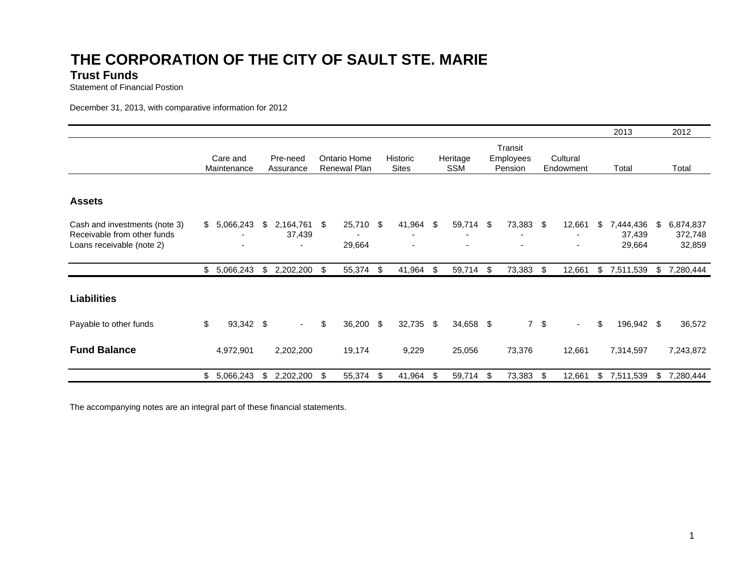# THE CORPORATION OF THE CITY OF SAULT STE. MARIE

## Trust Funds

Statement of Financial Postion

December 31, 2013, with comparative information for 2012

| | Care and Maintenance | Pre-need Assurance | Ontario Home Renewal Plan | Historic Sites | Heritage SSM | Transit Employees Pension | Cultural Endowment | 2013 Total | 2012 Total |
|---|---|---|---|---|---|---|---|---|---|
| **Assets** | | | | | | | | | |
| Cash and investments (note 3) | $ 5,066,243 | $ 2,164,761 | $ 25,710 | $ 41,964 | $ 59,714 | $ 73,383 | $ 12,661 | $ 7,444,436 | $ 6,874,837 |
| Receivable from other funds | - | 37,439 | - | - | - | - | - | 37,439 | 372,748 |
| Loans receivable (note 2) | - | - | 29,664 | - | - | - | - | 29,664 | 32,859 |
| | $ 5,066,243 | $ 2,202,200 | $ 55,374 | $ 41,964 | $ 59,714 | $ 73,383 | $ 12,661 | $ 7,511,539 | $ 7,280,444 |
| **Liabilities** | | | | | | | | | |
| Payable to other funds | $ 93,342 | $ - | $ 36,200 | $ 32,735 | $ 34,658 | $ 7 | $ - | $ 196,942 | $ 36,572 |
| **Fund Balance** | 4,972,901 | 2,202,200 | 19,174 | 9,229 | 25,056 | 73,376 | 12,661 | 7,314,597 | 7,243,872 |
| | $ 5,066,243 | $ 2,202,200 | $ 55,374 | $ 41,964 | $ 59,714 | $ 73,383 | $ 12,661 | $ 7,511,539 | $ 7,280,444 |

The accompanying notes are an integral part of these financial statements.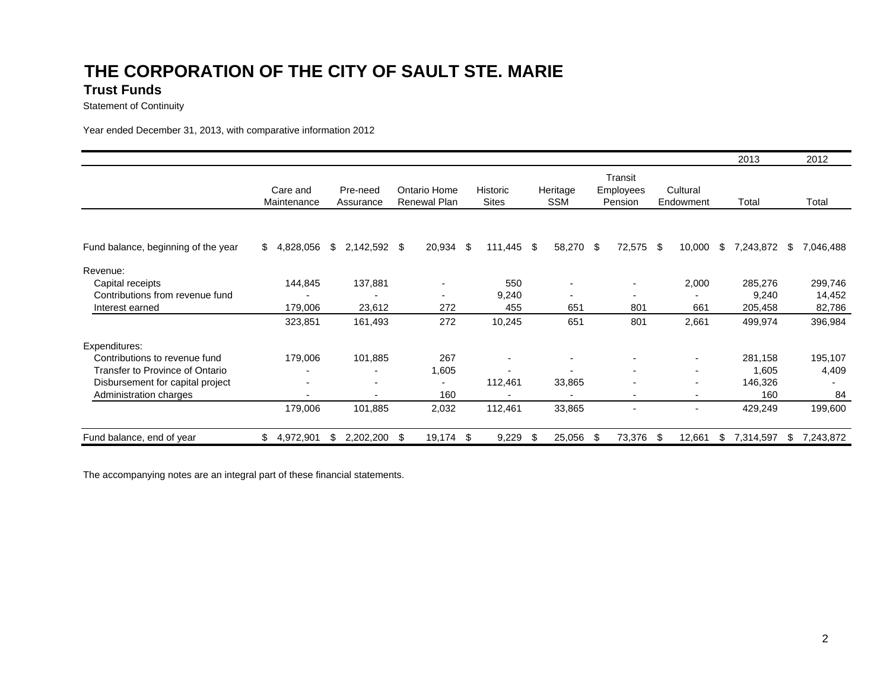# THE CORPORATION OF THE CITY OF SAULT STE. MARIE

## Trust Funds

Statement of Continuity

Year ended December 31, 2013, with comparative information 2012

| | Care and Maintenance | Pre-need Assurance | Ontario Home Renewal Plan | Historic Sites | Heritage SSM | Transit Employees Pension | Cultural Endowment | 2013 Total | 2012 Total |
|---|---|---|---|---|---|---|---|---|---|
| Fund balance, beginning of the year | $ 4,828,056 | $ 2,142,592 | $ 20,934 | $ 111,445 | $ 58,270 | $ 72,575 | $ 10,000 | $ 7,243,872 | $ 7,046,488 |
| Revenue: | | | | | | | | | |
| Capital receipts | 144,845 | 137,881 | - | 550 | - | - | 2,000 | 285,276 | 299,746 |
| Contributions from revenue fund | - | - | - | 9,240 | - | - | - | 9,240 | 14,452 |
| Interest earned | 179,006 | 23,612 | 272 | 455 | 651 | 801 | 661 | 205,458 | 82,786 |
| | 323,851 | 161,493 | 272 | 10,245 | 651 | 801 | 2,661 | 499,974 | 396,984 |
| Expenditures: | | | | | | | | | |
| Contributions to revenue fund | 179,006 | 101,885 | 267 | - | - | - | - | 281,158 | 195,107 |
| Transfer to Province of Ontario | - | - | 1,605 | - | - | - | - | 1,605 | 4,409 |
| Disbursement for capital project | - | - | - | 112,461 | 33,865 | - | - | 146,326 | - |
| Administration charges | - | - | 160 | - | - | - | - | 160 | 84 |
| | 179,006 | 101,885 | 2,032 | 112,461 | 33,865 | - | - | 429,249 | 199,600 |
| Fund balance, end of year | $ 4,972,901 | $ 2,202,200 | $ 19,174 | $ 9,229 | $ 25,056 | $ 73,376 | $ 12,661 | $ 7,314,597 | $ 7,243,872 |

The accompanying notes are an integral part of these financial statements.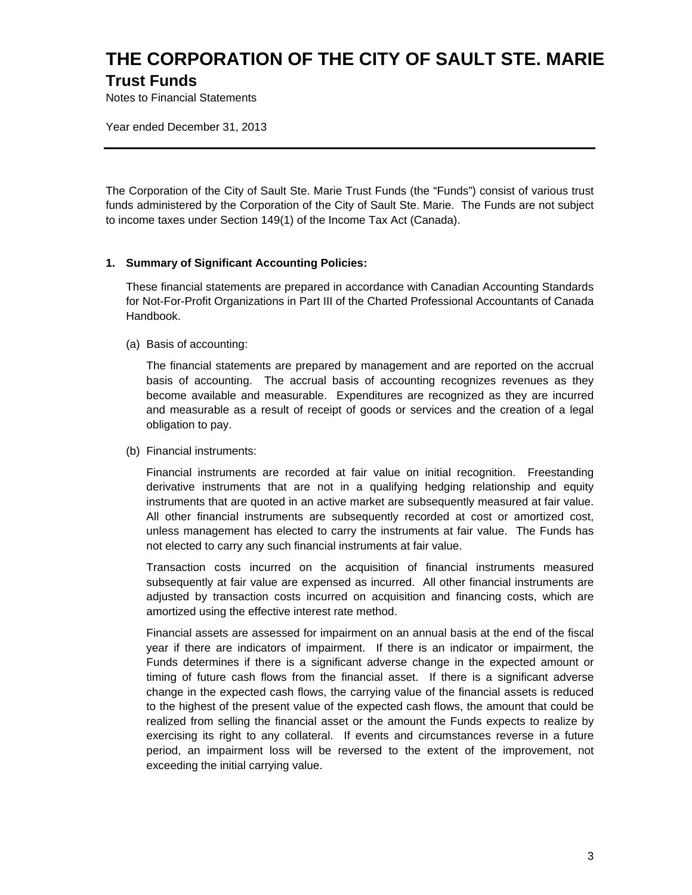# THE CORPORATION OF THE CITY OF SAULT STE. MARIE

## Trust Funds

Notes to Financial Statements

Year ended December 31, 2013

---

The Corporation of the City of Sault Ste. Marie Trust Funds (the "Funds") consist of various trust funds administered by the Corporation of the City of Sault Ste. Marie. The Funds are not subject to income taxes under Section 149(1) of the Income Tax Act (Canada).

**1. Summary of Significant Accounting Policies:**

These financial statements are prepared in accordance with Canadian Accounting Standards for Not-For-Profit Organizations in Part III of the Charted Professional Accountants of Canada Handbook.

(a) Basis of accounting:

The financial statements are prepared by management and are reported on the accrual basis of accounting. The accrual basis of accounting recognizes revenues as they become available and measurable. Expenditures are recognized as they are incurred and measurable as a result of receipt of goods or services and the creation of a legal obligation to pay.

(b) Financial instruments:

Financial instruments are recorded at fair value on initial recognition. Freestanding derivative instruments that are not in a qualifying hedging relationship and equity instruments that are quoted in an active market are subsequently measured at fair value. All other financial instruments are subsequently recorded at cost or amortized cost, unless management has elected to carry the instruments at fair value. The Funds has not elected to carry any such financial instruments at fair value.

Transaction costs incurred on the acquisition of financial instruments measured subsequently at fair value are expensed as incurred. All other financial instruments are adjusted by transaction costs incurred on acquisition and financing costs, which are amortized using the effective interest rate method.

Financial assets are assessed for impairment on an annual basis at the end of the fiscal year if there are indicators of impairment. If there is an indicator or impairment, the Funds determines if there is a significant adverse change in the expected amount or timing of future cash flows from the financial asset. If there is a significant adverse change in the expected cash flows, the carrying value of the financial assets is reduced to the highest of the present value of the expected cash flows, the amount that could be realized from selling the financial asset or the amount the Funds expects to realize by exercising its right to any collateral. If events and circumstances reverse in a future period, an impairment loss will be reversed to the extent of the improvement, not exceeding the initial carrying value.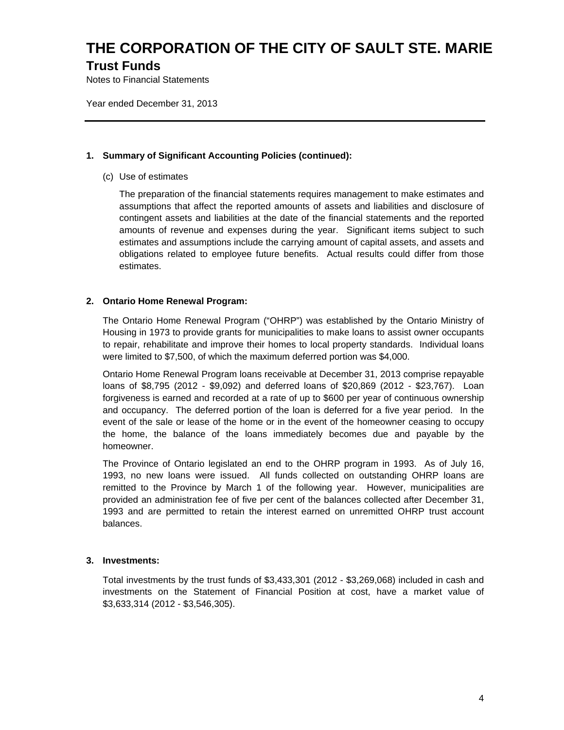# THE CORPORATION OF THE CITY OF SAULT STE. MARIE

## Trust Funds

Notes to Financial Statements

Year ended December 31, 2013

---

**1. Summary of Significant Accounting Policies (continued):**

(c) Use of estimates

The preparation of the financial statements requires management to make estimates and assumptions that affect the reported amounts of assets and liabilities and disclosure of contingent assets and liabilities at the date of the financial statements and the reported amounts of revenue and expenses during the year. Significant items subject to such estimates and assumptions include the carrying amount of capital assets, and assets and obligations related to employee future benefits. Actual results could differ from those estimates.

**2. Ontario Home Renewal Program:**

The Ontario Home Renewal Program ("OHRP") was established by the Ontario Ministry of Housing in 1973 to provide grants for municipalities to make loans to assist owner occupants to repair, rehabilitate and improve their homes to local property standards. Individual loans were limited to $7,500, of which the maximum deferred portion was $4,000.

Ontario Home Renewal Program loans receivable at December 31, 2013 comprise repayable loans of $8,795 (2012 - $9,092) and deferred loans of $20,869 (2012 - $23,767). Loan forgiveness is earned and recorded at a rate of up to $600 per year of continuous ownership and occupancy. The deferred portion of the loan is deferred for a five year period. In the event of the sale or lease of the home or in the event of the homeowner ceasing to occupy the home, the balance of the loans immediately becomes due and payable by the homeowner.

The Province of Ontario legislated an end to the OHRP program in 1993. As of July 16, 1993, no new loans were issued. All funds collected on outstanding OHRP loans are remitted to the Province by March 1 of the following year. However, municipalities are provided an administration fee of five per cent of the balances collected after December 31, 1993 and are permitted to retain the interest earned on unremitted OHRP trust account balances.

**3. Investments:**

Total investments by the trust funds of $3,433,301 (2012 - $3,269,068) included in cash and investments on the Statement of Financial Position at cost, have a market value of $3,633,314 (2012 - $3,546,305).